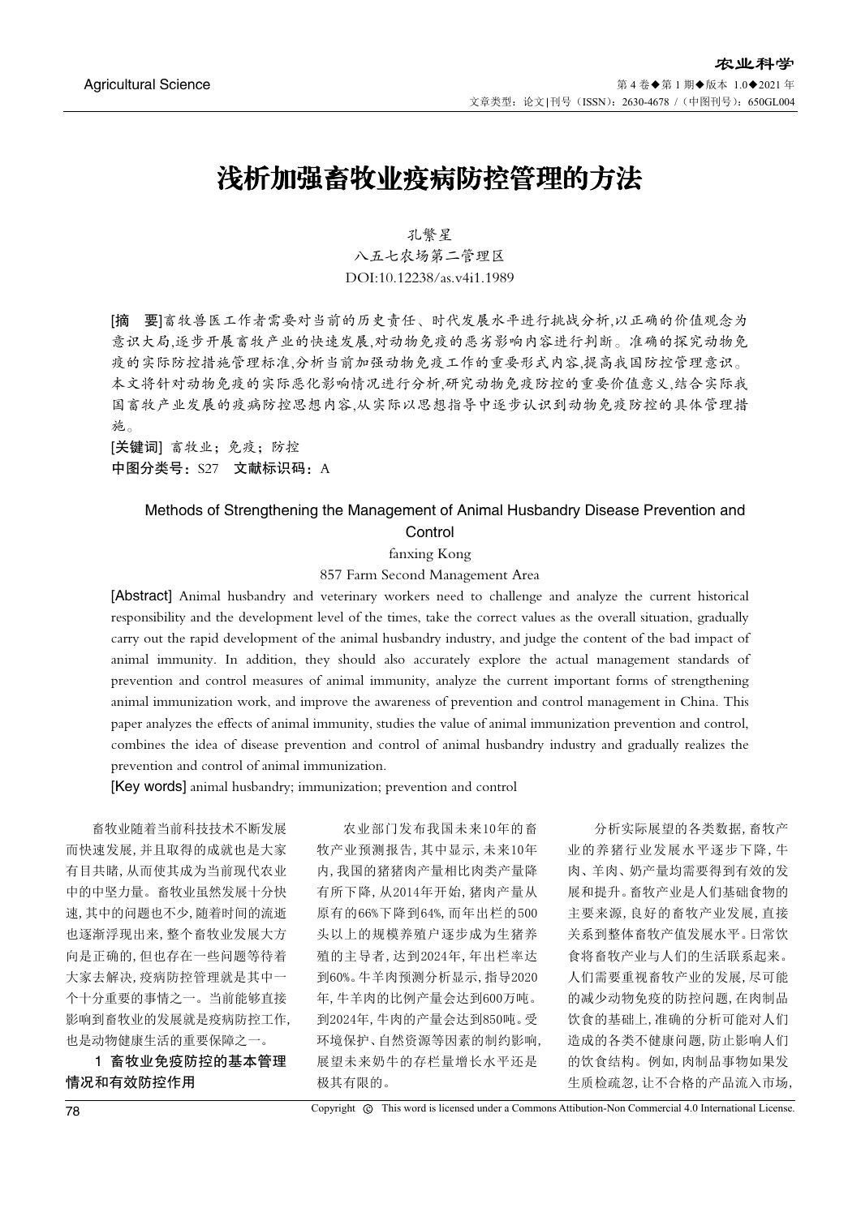# 浅析加强畜牧业疫病防控管理的方法

孔繁星

八五七农场第二管理区

DOI:10.12238/as.v4i1.1989

**[摘　要]**畜牧兽医工作者需要对当前的历史责任、时代发展水平进行挑战分析,以正确的价值观念为意识大局,逐步开展畜牧产业的快速发展,对动物免疫的恶劣影响内容进行判断。准确的探究动物免疫的实际防控措施管理标准,分析当前加强动物免疫工作的重要形式内容,提高我国防控管理意识。本文将针对动物免疫的实际恶化影响情况进行分析,研究动物免疫防控的重要价值意义,结合实际我国畜牧产业发展的疫病防控思想内容,从实际以思想指导中逐步认识到动物免疫防控的具体管理措施。

**[关键词]** 畜牧业；免疫；防控

**中图分类号：**S27　**文献标识码：**A

## Methods of Strengthening the Management of Animal Husbandry Disease Prevention and Control

fanxing Kong

857 Farm Second Management Area

**[Abstract]** Animal husbandry and veterinary workers need to challenge and analyze the current historical responsibility and the development level of the times, take the correct values as the overall situation, gradually carry out the rapid development of the animal husbandry industry, and judge the content of the bad impact of animal immunity. In addition, they should also accurately explore the actual management standards of prevention and control measures of animal immunity, analyze the current important forms of strengthening animal immunization work, and improve the awareness of prevention and control management in China. This paper analyzes the effects of animal immunity, studies the value of animal immunization prevention and control, combines the idea of disease prevention and control of animal husbandry industry and gradually realizes the prevention and control of animal immunization.

**[Key words]** animal husbandry; immunization; prevention and control

畜牧业随着当前科技技术不断发展而快速发展,并且取得的成就也是大家有目共睹,从而使其成为当前现代农业中的中坚力量。畜牧业虽然发展十分快速,其中的问题也不少,随着时间的流逝也逐渐浮现出来,整个畜牧业发展大方向是正确的,但也存在一些问题等待着大家去解决,疫病防控管理就是其中一个十分重要的事情之一。当前能够直接影响到畜牧业的发展就是疫病防控工作,也是动物健康生活的重要保障之一。

## 1 畜牧业免疫防控的基本管理情况和有效防控作用

农业部门发布我国未来10年的畜牧产业预测报告,其中显示,未来10年内,我国的猪猪肉产量相比肉类产量降有所下降,从2014年开始,猪肉产量从原有的66%下降到64%,而年出栏的500头以上的规模养殖户逐步成为生猪养殖的主导者,达到2024年,年出栏率达到60%。牛羊肉预测分析显示,指导2020年,牛羊肉的比例产量会达到600万吨。到2024年,牛肉的产量会达到850吨。受环境保护、自然资源等因素的制约影响,展望未来奶牛的存栏量增长水平还是极其有限的。

分析实际展望的各类数据,畜牧产业的养猪行业发展水平逐步下降,牛肉、羊肉、奶产量均需要得到有效的发展和提升。畜牧产业是人们基础食物的主要来源,良好的畜牧产业发展,直接关系到整体畜牧产值发展水平。日常饮食将畜牧产业与人们的生活联系起来。人们需要重视畜牧产业的发展,尽可能的减少动物免疫的防控问题,在肉制品饮食的基础上,准确的分析可能对人们造成的各类不健康问题,防止影响人们的饮食结构。例如,肉制品事物如果发生质检疏忽,让不合格的产品流入市场,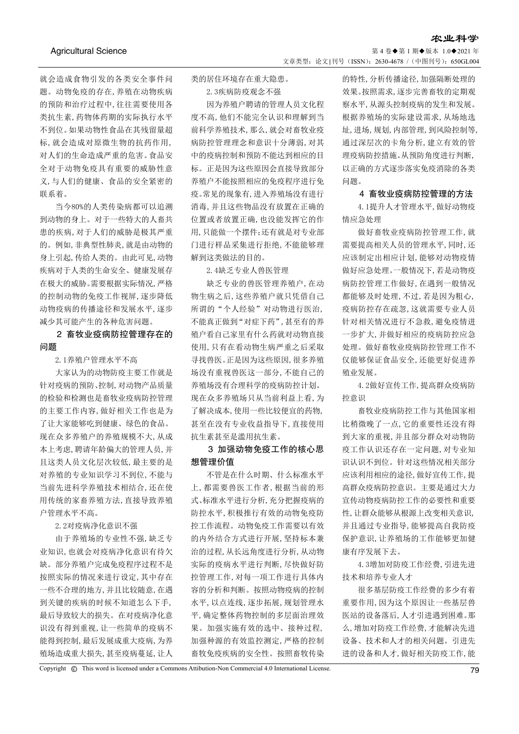就会造成食物引发的各类安全事件问题。动物免疫的存在，养殖在动物疾病的预防和治疗过程中，往往需要使用各类抗生素，药物体药期的实际执行水平不到位。如果动物性食品在其残留量超标，就会造成对原微生物的抗药作用，对人们的生命造成严重的危害。食品安全对于动物免疫具有重要的威胁性意义，与人们的健康、食品的安全紧密的联系着。

当今80%的人类传染病都可以追溯到动物的身上。对于一些特大的人畜共患的疾病，对于人们的威胁是极其严重的。例如，非典型性肺炎，就是由动物的身上引起，传给人类的。由此可见，动物疾病对于人类的生命安全、健康发展存在极大的威胁。需要根据实际情况，严格的控制动物的免疫工作视屏，逐步降低动物疫病的传播途径和发展水平，逐步减少其可能产生的各种危害问题。

## 2 畜牧业疫病防控管理存在的问题

### 2.1养殖户管理水平不高

大家认为的动物防疫主要工作就是针对疫病的预防、控制，对动物产品质量的检验和检测也是畜牧业疫病防控管理的主要工作内容，做好相关工作也是为了让大家能够吃到健康、绿色的食品。现在众多养殖户的养殖规模不大，从成本上考虑，聘请年龄偏大的管理人员，并且这类人员文化层次较低，最主要的是对养殖的专业知识学习不到位，不能与当前先进科学养殖技术相结合，还在使用传统的家畜养殖方法，直接导致养殖户管理水平不高。

### 2.2对疫病净化意识不强

由于养殖场的专业性不强，缺乏专业知识，也就会对疫病净化意识有待欠缺。部分养殖户完成免疫程序过程不是按照实际的情况来进行设定，其中存在一些不合理的地方，并且比较随意，在遇到关键的疾病的时候不知道怎么下手，最后导致较大的损失。在对疫病净化意识没有得到重视，让一些简单的疫病不能得到控制，最后发展成重大疫病，为养殖场造成重大损失，甚至疫病蔓延，让人类的居住环境存在重大隐患。

### 2.3疾病防疫观念不强

因为养殖户聘请的管理人员文化程度不高，他们不能完全认识和理解到当前科学养殖技术，那么，就会对畜牧业疫病防控管理理念和意识十分薄弱，对其中的疫病控制和预防不能达到相应的目标。正是因为这些原因会直接导致部分养殖户不能按照相应的免疫程序进行免疫。常见的现象有，进入养殖场没有进行消毒，并且这些物品没有放置在正确的位置或者放置正确，也没能发挥它的作用，只能做一个摆件；还有就是对专业部门进行样品采集进行拒绝，不能能够理解到这类做法的目的。

### 2.4缺乏专业人兽医管理

缺乏专业的兽医管理养殖户，在动物生病之后，这些养殖户就只凭借自己所谓的“个人经验”对动物进行医治，不能真正做到“对症下药”，甚至有的养殖户看自己家里有什么药就对动物直接使用，只有在看动物生病严重之后采取寻找兽医。正是因为这些原因，很多养殖场没有重视兽医这一部分，不能自己的养殖场没有合理科学的疾病防控计划。现在众多养殖场只从当前利益上看，为了解决成本，使用一些比较便宜的药物，甚至在没有专业收益指导下，直接使用抗生素甚至是滥用抗生素。

## 3 加强动物免疫工作的核心思想管理价值

不管是在什么时期、什么标准水平上，都需要兽医工作者，根据当前的形式、标准水平进行分析，充分把握疫病的防控水平，积极推行有效的动物免疫防控工作流程。动物免疫工作需要以有效的内外结合方式进行开展，坚持标本兼治的过程，从长远角度进行分析，从动物实际的疾病水平进行判断，尽快做好防控管理工作，对每一项工作进行具体内容的分析和判断。按照动物疫病的控制水平，以点连线，逐步拓展，规划管理水平，确定整体药物控制的多层面治理效果。加强实施有效的选中、接种过程，加强种源的有效监控测定，严格的控制畜牧免疫疾病的安全性。按照畜牧传染的特性，分析传播途径，加强隔断处理的效果。按照需求，逐步完善畜牧的定期观察水平，从源头控制疫病的发生和发展。根据养殖场的实际建设需求，从场地选址，进场，规划，内部管理，到风险控制等，通过深层次的卡角分析，建立有效的管理疫病防控措施。从预防角度进行判断，以正确的方式逐步落实免疫消除的各类问题。

## 4 畜牧业疫病防控管理的方法

### 4.1提升人才管理水平，做好动物疫情应急处理

做好畜牧业疫病防控管理工作，就需要提高相关人员的管理水平，同时，还应该制定出相应计划，能够对动物疫情做好应急处理。一般情况下，若是动物疫病防控管理工作做好，在遇到一般情况都能够及时处理，不过，若是因为粗心，疫病防控存在疏忽，这就需要专业人员针对相关情况进行不急救，避免疫情进一步扩大，并做好相应的疫病防控应急处理。做好畜牧业疫病防控管理工作不仅能够保证食品安全，还能更好促进养殖业发展。

### 4.2做好宣传工作，提高群众疫病防控意识

畜牧业疫病防控工作与其他国家相比稍微晚了一点，它的重要性还没有得到大家的重视，并且部分群众对动物防疫工作认识还存在一定问题，对专业知识认识不到位。针对这些情况相关部分应该利用相应的途径，做好宣传工作，提高群众疫病防控意识。主要是通过大力宣传动物疫病防控工作的必要性和重要性，让群众能够从根源上改变相关意识，并且通过专业指导，能够提高自我防疫保护意识，让养殖场的工作能够更加健康有序发展下去。

### 4.3增加对防疫工作经费，引进先进技术和培养专业人才

很多基层防疫工作经费的多少有着重要作用，因为这个原因让一些基层兽医站的设备落后，人才引进遇到困难。那么，增加对防疫工作经费，才能解决先进设备、技术和人才的相关问题。引进先进的设备和人才，做好相关防疫工作，能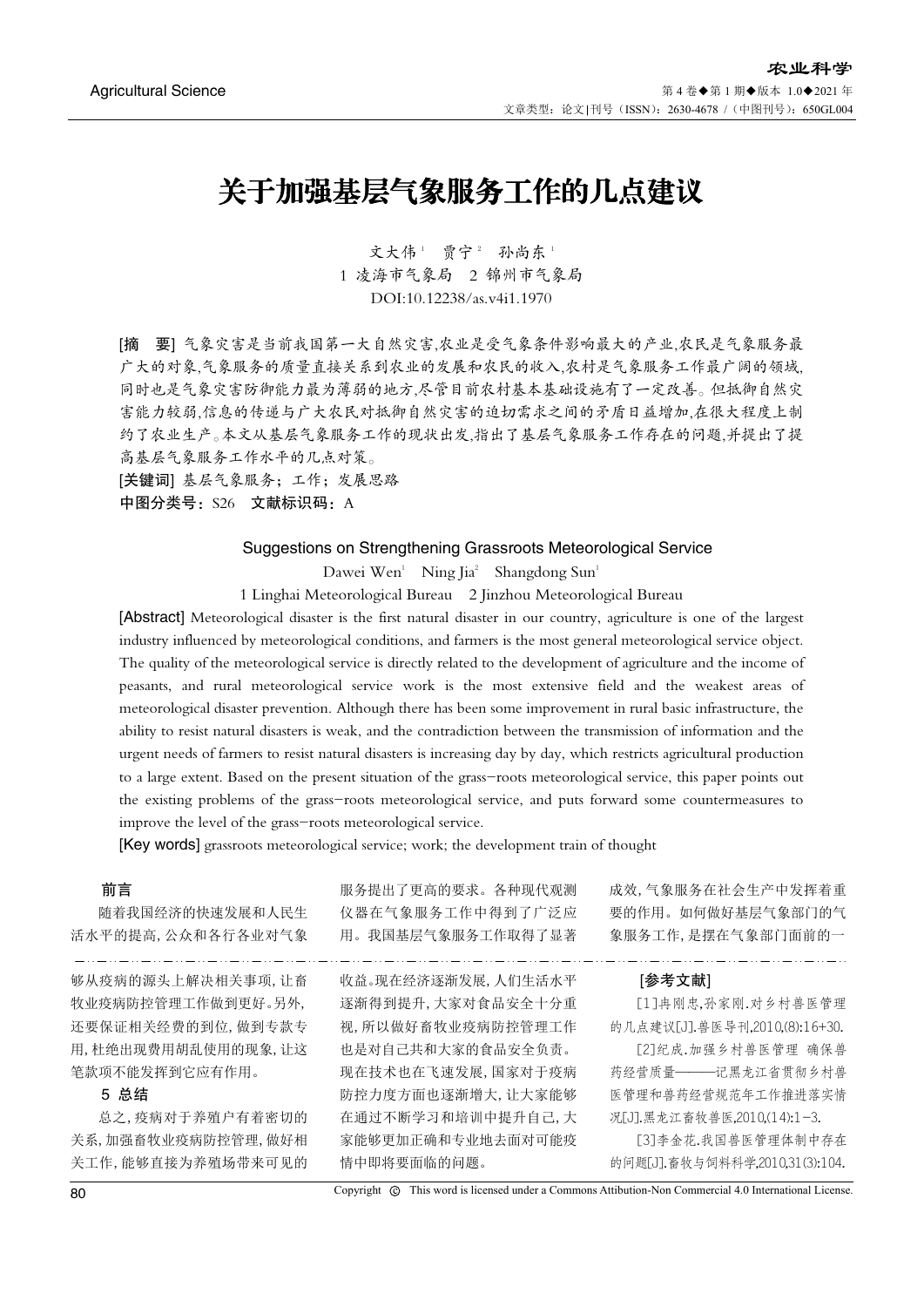# 关于加强基层气象服务工作的几点建议

文大伟[1]　贾宁[2]　孙尚东[1]

1 凌海市气象局　2 锦州市气象局

DOI:10.12238/as.v4i1.1970

[摘　要] 气象灾害是当前我国第一大自然灾害,农业是受气象条件影响最大的产业,农民是气象服务最广大的对象,气象服务的质量直接关系到农业的发展和农民的收入,农村是气象服务工作最广阔的领域,同时也是气象灾害防御能力最为薄弱的地方,尽管目前农村基本基础设施有了一定改善。但抵御自然灾害能力较弱,信息的传递与广大农民对抵御自然灾害的迫切需求之间的矛盾日益增加,在很大程度上制约了农业生产。本文从基层气象服务工作的现状出发,指出了基层气象服务工作存在的问题,并提出了提高基层气象服务工作水平的几点对策。

[关键词] 基层气象服务；工作；发展思路

中图分类号：S26　文献标识码：A

## Suggestions on Strengthening Grassroots Meteorological Service

Dawei Wen[1]　Ning Jia[2]　Shangdong Sun[1]

1 Linghai Meteorological Bureau　2 Jinzhou Meteorological Bureau

[Abstract] Meteorological disaster is the first natural disaster in our country, agriculture is one of the largest industry influenced by meteorological conditions, and farmers is the most general meteorological service object. The quality of the meteorological service is directly related to the development of agriculture and the income of peasants, and rural meteorological service work is the most extensive field and the weakest areas of meteorological disaster prevention. Although there has been some improvement in rural basic infrastructure, the ability to resist natural disasters is weak, and the contradiction between the transmission of information and the urgent needs of farmers to resist natural disasters is increasing day by day, which restricts agricultural production to a large extent. Based on the present situation of the grass-roots meteorological service, this paper points out the existing problems of the grass-roots meteorological service, and puts forward some countermeasures to improve the level of the grass-roots meteorological service.

[Key words] grassroots meteorological service; work; the development train of thought

### 前言

随着我国经济的快速发展和人民生活水平的提高,公众和各行各业对气象服务提出了更高的要求。各种现代观测仪器在气象服务工作中得到了广泛应用。我国基层气象服务工作取得了显著成效,气象服务在社会生产中发挥着重要的作用。如何做好基层气象部门的气象服务工作,是摆在气象部门面前的一

---

够从疫病的源头上解决相关事项,让畜牧业疫病防控管理工作做到更好。另外,还要保证相关经费的到位,做到专款专用,杜绝出现费用胡乱使用的现象,让这笔款项不能发挥到它应有作用。

### 5 总结

总之,疫病对于养殖户有着密切的关系,加强畜牧业疫病防控管理,做好相关工作,能够直接为养殖场带来可见的收益。现在经济逐渐发展,人们生活水平逐渐得到提升,大家对食品安全十分重视,所以做好畜牧业疫病防控管理工作也是对自己共和大家的食品安全负责。现在技术也在飞速发展,国家对于疫病防控力度方面也逐渐增大,让大家能够在通过不断学习和培训中提升自己,大家能够更加正确和专业地去面对可能疫情中即将要面临的问题。

### [参考文献]

[1]冉刚忠,孙家刚.对乡村兽医管理的几点建议[J].兽医导刊,2010,(8):16+30.

[2]纪成.加强乡村兽医管理 确保兽药经营质量———记黑龙江省贯彻乡村兽医管理和兽药经营规范年工作推进落实情况[J].黑龙江畜牧兽医,2010,(14):1-3.

[3]李金花.我国兽医管理体制中存在的问题[J].畜牧与饲料科学,2010,31(3):104.